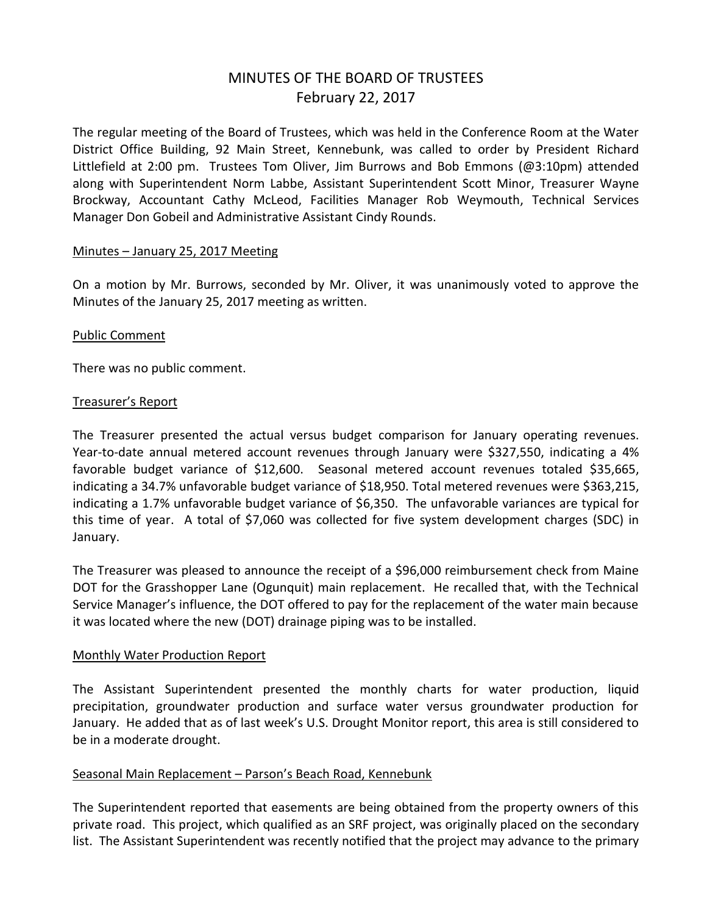# MINUTES OF THE BOARD OF TRUSTEES
## February 22, 2017

The regular meeting of the Board of Trustees, which was held in the Conference Room at the Water District Office Building, 92 Main Street, Kennebunk, was called to order by President Richard Littlefield at 2:00 pm. Trustees Tom Oliver, Jim Burrows and Bob Emmons (@3:10pm) attended along with Superintendent Norm Labbe, Assistant Superintendent Scott Minor, Treasurer Wayne Brockway, Accountant Cathy McLeod, Facilities Manager Rob Weymouth, Technical Services Manager Don Gobeil and Administrative Assistant Cindy Rounds.

<u>Minutes – January 25, 2017 Meeting</u>

On a motion by Mr. Burrows, seconded by Mr. Oliver, it was unanimously voted to approve the Minutes of the January 25, 2017 meeting as written.

<u>Public Comment</u>

There was no public comment.

<u>Treasurer's Report</u>

The Treasurer presented the actual versus budget comparison for January operating revenues. Year-to-date annual metered account revenues through January were $327,550, indicating a 4% favorable budget variance of $12,600. Seasonal metered account revenues totaled $35,665, indicating a 34.7% unfavorable budget variance of $18,950. Total metered revenues were $363,215, indicating a 1.7% unfavorable budget variance of $6,350. The unfavorable variances are typical for this time of year. A total of $7,060 was collected for five system development charges (SDC) in January.

The Treasurer was pleased to announce the receipt of a $96,000 reimbursement check from Maine DOT for the Grasshopper Lane (Ogunquit) main replacement. He recalled that, with the Technical Service Manager's influence, the DOT offered to pay for the replacement of the water main because it was located where the new (DOT) drainage piping was to be installed.

<u>Monthly Water Production Report</u>

The Assistant Superintendent presented the monthly charts for water production, liquid precipitation, groundwater production and surface water versus groundwater production for January. He added that as of last week's U.S. Drought Monitor report, this area is still considered to be in a moderate drought.

<u>Seasonal Main Replacement – Parson's Beach Road, Kennebunk</u>

The Superintendent reported that easements are being obtained from the property owners of this private road. This project, which qualified as an SRF project, was originally placed on the secondary list. The Assistant Superintendent was recently notified that the project may advance to the primary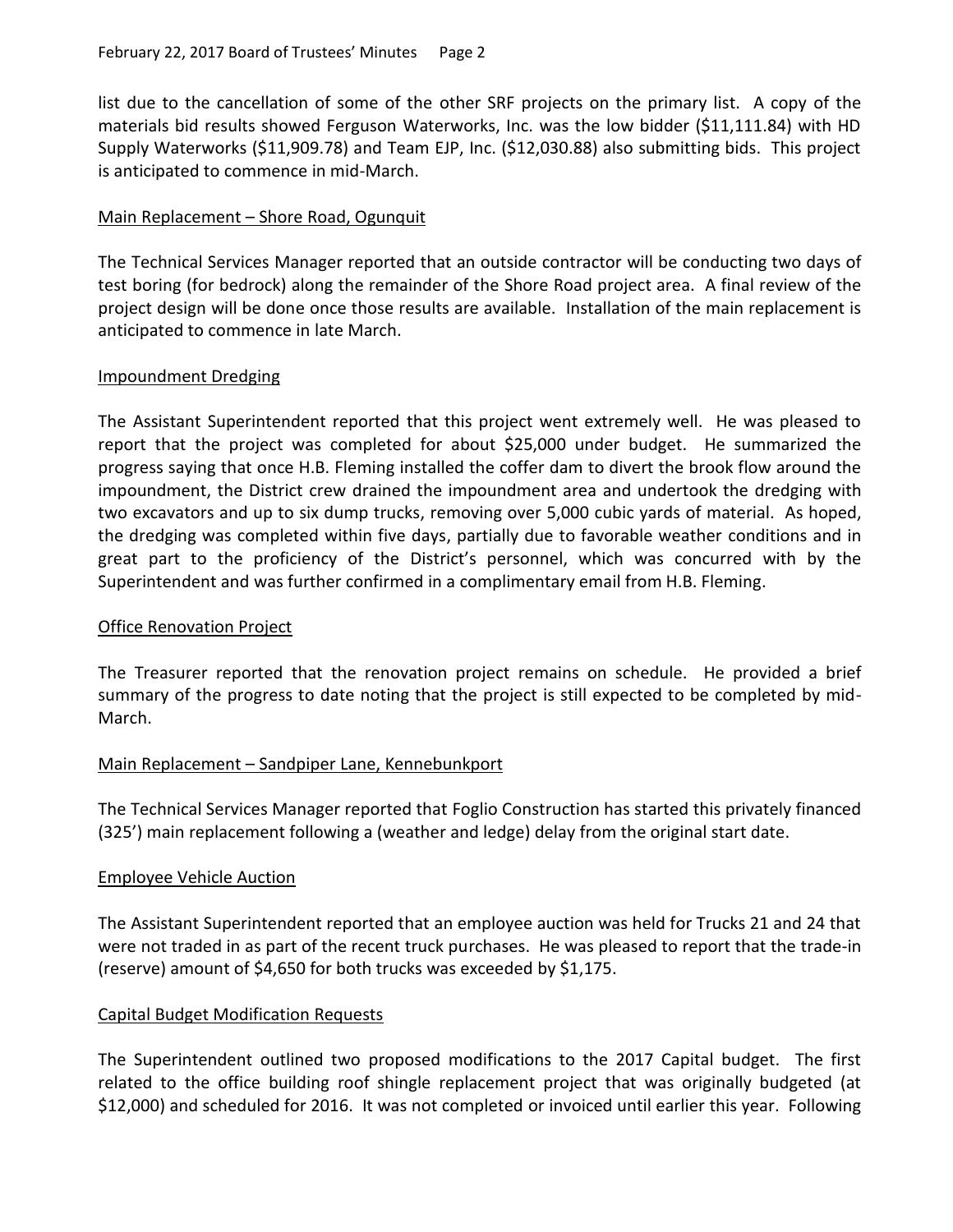list due to the cancellation of some of the other SRF projects on the primary list. A copy of the materials bid results showed Ferguson Waterworks, Inc. was the low bidder ($11,111.84) with HD Supply Waterworks ($11,909.78) and Team EJP, Inc. ($12,030.88) also submitting bids. This project is anticipated to commence in mid-March.

## Main Replacement – Shore Road, Ogunquit

The Technical Services Manager reported that an outside contractor will be conducting two days of test boring (for bedrock) along the remainder of the Shore Road project area. A final review of the project design will be done once those results are available. Installation of the main replacement is anticipated to commence in late March.

## Impoundment Dredging

The Assistant Superintendent reported that this project went extremely well. He was pleased to report that the project was completed for about $25,000 under budget. He summarized the progress saying that once H.B. Fleming installed the coffer dam to divert the brook flow around the impoundment, the District crew drained the impoundment area and undertook the dredging with two excavators and up to six dump trucks, removing over 5,000 cubic yards of material. As hoped, the dredging was completed within five days, partially due to favorable weather conditions and in great part to the proficiency of the District's personnel, which was concurred with by the Superintendent and was further confirmed in a complimentary email from H.B. Fleming.

## Office Renovation Project

The Treasurer reported that the renovation project remains on schedule. He provided a brief summary of the progress to date noting that the project is still expected to be completed by mid-March.

## Main Replacement – Sandpiper Lane, Kennebunkport

The Technical Services Manager reported that Foglio Construction has started this privately financed (325') main replacement following a (weather and ledge) delay from the original start date.

## Employee Vehicle Auction

The Assistant Superintendent reported that an employee auction was held for Trucks 21 and 24 that were not traded in as part of the recent truck purchases. He was pleased to report that the trade-in (reserve) amount of $4,650 for both trucks was exceeded by $1,175.

## Capital Budget Modification Requests

The Superintendent outlined two proposed modifications to the 2017 Capital budget. The first related to the office building roof shingle replacement project that was originally budgeted (at $12,000) and scheduled for 2016. It was not completed or invoiced until earlier this year. Following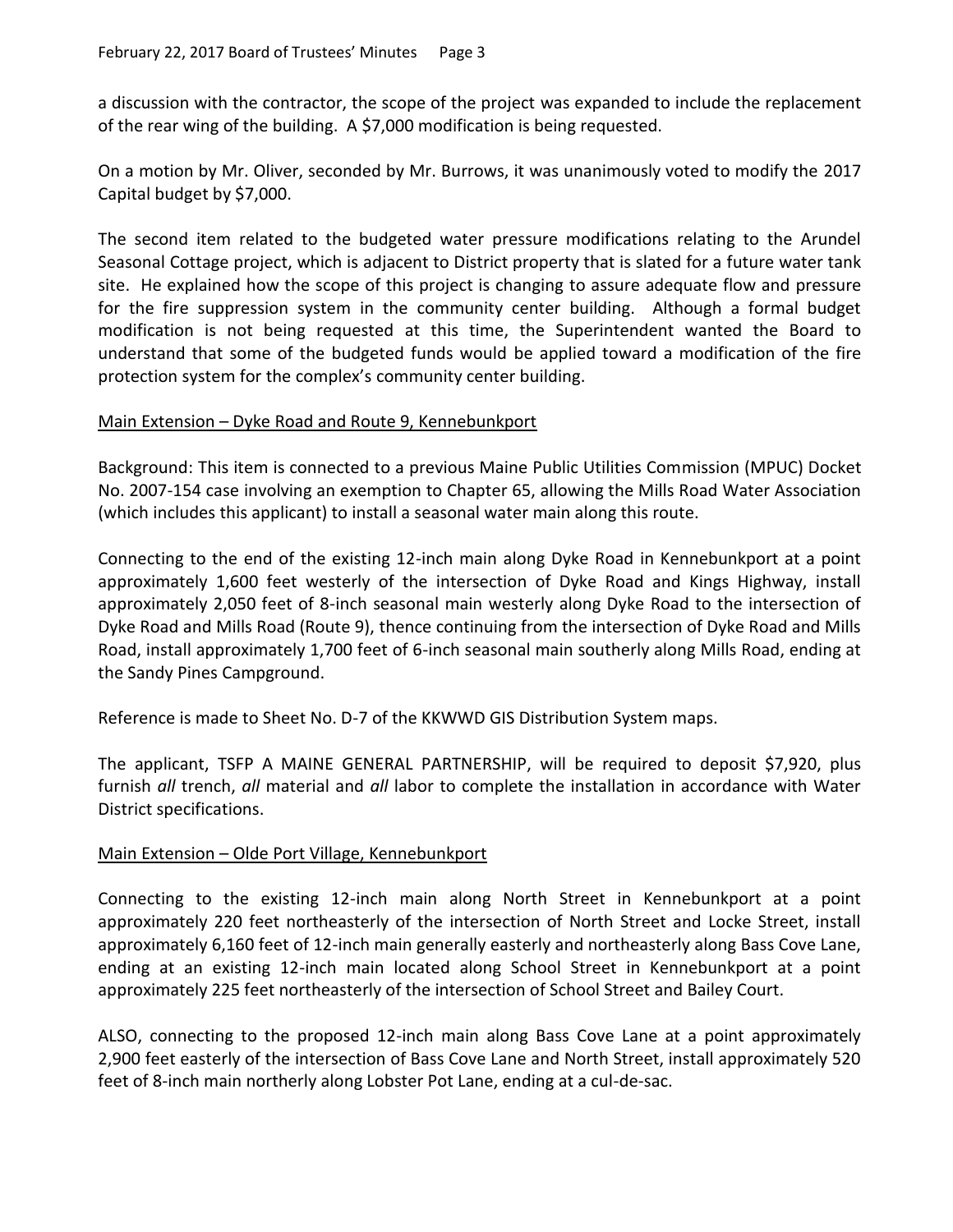a discussion with the contractor, the scope of the project was expanded to include the replacement of the rear wing of the building. A $7,000 modification is being requested.

On a motion by Mr. Oliver, seconded by Mr. Burrows, it was unanimously voted to modify the 2017 Capital budget by $7,000.

The second item related to the budgeted water pressure modifications relating to the Arundel Seasonal Cottage project, which is adjacent to District property that is slated for a future water tank site. He explained how the scope of this project is changing to assure adequate flow and pressure for the fire suppression system in the community center building. Although a formal budget modification is not being requested at this time, the Superintendent wanted the Board to understand that some of the budgeted funds would be applied toward a modification of the fire protection system for the complex's community center building.

Main Extension – Dyke Road and Route 9, Kennebunkport

Background: This item is connected to a previous Maine Public Utilities Commission (MPUC) Docket No. 2007-154 case involving an exemption to Chapter 65, allowing the Mills Road Water Association (which includes this applicant) to install a seasonal water main along this route.

Connecting to the end of the existing 12-inch main along Dyke Road in Kennebunkport at a point approximately 1,600 feet westerly of the intersection of Dyke Road and Kings Highway, install approximately 2,050 feet of 8-inch seasonal main westerly along Dyke Road to the intersection of Dyke Road and Mills Road (Route 9), thence continuing from the intersection of Dyke Road and Mills Road, install approximately 1,700 feet of 6-inch seasonal main southerly along Mills Road, ending at the Sandy Pines Campground.

Reference is made to Sheet No. D-7 of the KKWWD GIS Distribution System maps.

The applicant, TSFP A MAINE GENERAL PARTNERSHIP, will be required to deposit $7,920, plus furnish *all* trench, *all* material and *all* labor to complete the installation in accordance with Water District specifications.

Main Extension – Olde Port Village, Kennebunkport

Connecting to the existing 12-inch main along North Street in Kennebunkport at a point approximately 220 feet northeasterly of the intersection of North Street and Locke Street, install approximately 6,160 feet of 12-inch main generally easterly and northeasterly along Bass Cove Lane, ending at an existing 12-inch main located along School Street in Kennebunkport at a point approximately 225 feet northeasterly of the intersection of School Street and Bailey Court.

ALSO, connecting to the proposed 12-inch main along Bass Cove Lane at a point approximately 2,900 feet easterly of the intersection of Bass Cove Lane and North Street, install approximately 520 feet of 8-inch main northerly along Lobster Pot Lane, ending at a cul-de-sac.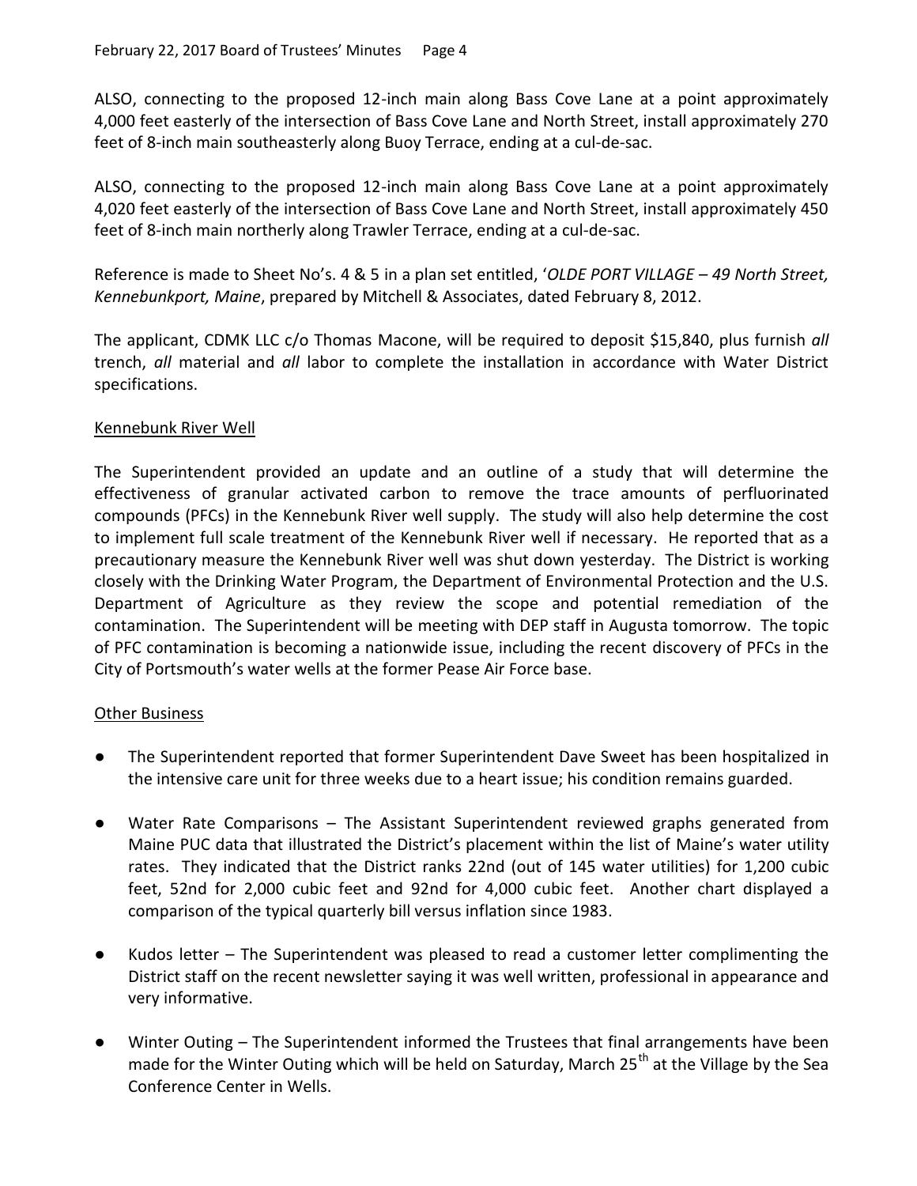ALSO, connecting to the proposed 12-inch main along Bass Cove Lane at a point approximately 4,000 feet easterly of the intersection of Bass Cove Lane and North Street, install approximately 270 feet of 8-inch main southeasterly along Buoy Terrace, ending at a cul-de-sac.

ALSO, connecting to the proposed 12-inch main along Bass Cove Lane at a point approximately 4,020 feet easterly of the intersection of Bass Cove Lane and North Street, install approximately 450 feet of 8-inch main northerly along Trawler Terrace, ending at a cul-de-sac.

Reference is made to Sheet No's. 4 & 5 in a plan set entitled, '*OLDE PORT VILLAGE – 49 North Street, Kennebunkport, Maine*, prepared by Mitchell & Associates, dated February 8, 2012.

The applicant, CDMK LLC c/o Thomas Macone, will be required to deposit $15,840, plus furnish *all* trench, *all* material and *all* labor to complete the installation in accordance with Water District specifications.

## Kennebunk River Well

The Superintendent provided an update and an outline of a study that will determine the effectiveness of granular activated carbon to remove the trace amounts of perfluorinated compounds (PFCs) in the Kennebunk River well supply. The study will also help determine the cost to implement full scale treatment of the Kennebunk River well if necessary. He reported that as a precautionary measure the Kennebunk River well was shut down yesterday. The District is working closely with the Drinking Water Program, the Department of Environmental Protection and the U.S. Department of Agriculture as they review the scope and potential remediation of the contamination. The Superintendent will be meeting with DEP staff in Augusta tomorrow. The topic of PFC contamination is becoming a nationwide issue, including the recent discovery of PFCs in the City of Portsmouth's water wells at the former Pease Air Force base.

## Other Business

- The Superintendent reported that former Superintendent Dave Sweet has been hospitalized in the intensive care unit for three weeks due to a heart issue; his condition remains guarded.
- Water Rate Comparisons – The Assistant Superintendent reviewed graphs generated from Maine PUC data that illustrated the District's placement within the list of Maine's water utility rates. They indicated that the District ranks 22nd (out of 145 water utilities) for 1,200 cubic feet, 52nd for 2,000 cubic feet and 92nd for 4,000 cubic feet. Another chart displayed a comparison of the typical quarterly bill versus inflation since 1983.
- Kudos letter – The Superintendent was pleased to read a customer letter complimenting the District staff on the recent newsletter saying it was well written, professional in appearance and very informative.
- Winter Outing – The Superintendent informed the Trustees that final arrangements have been made for the Winter Outing which will be held on Saturday, March 25th at the Village by the Sea Conference Center in Wells.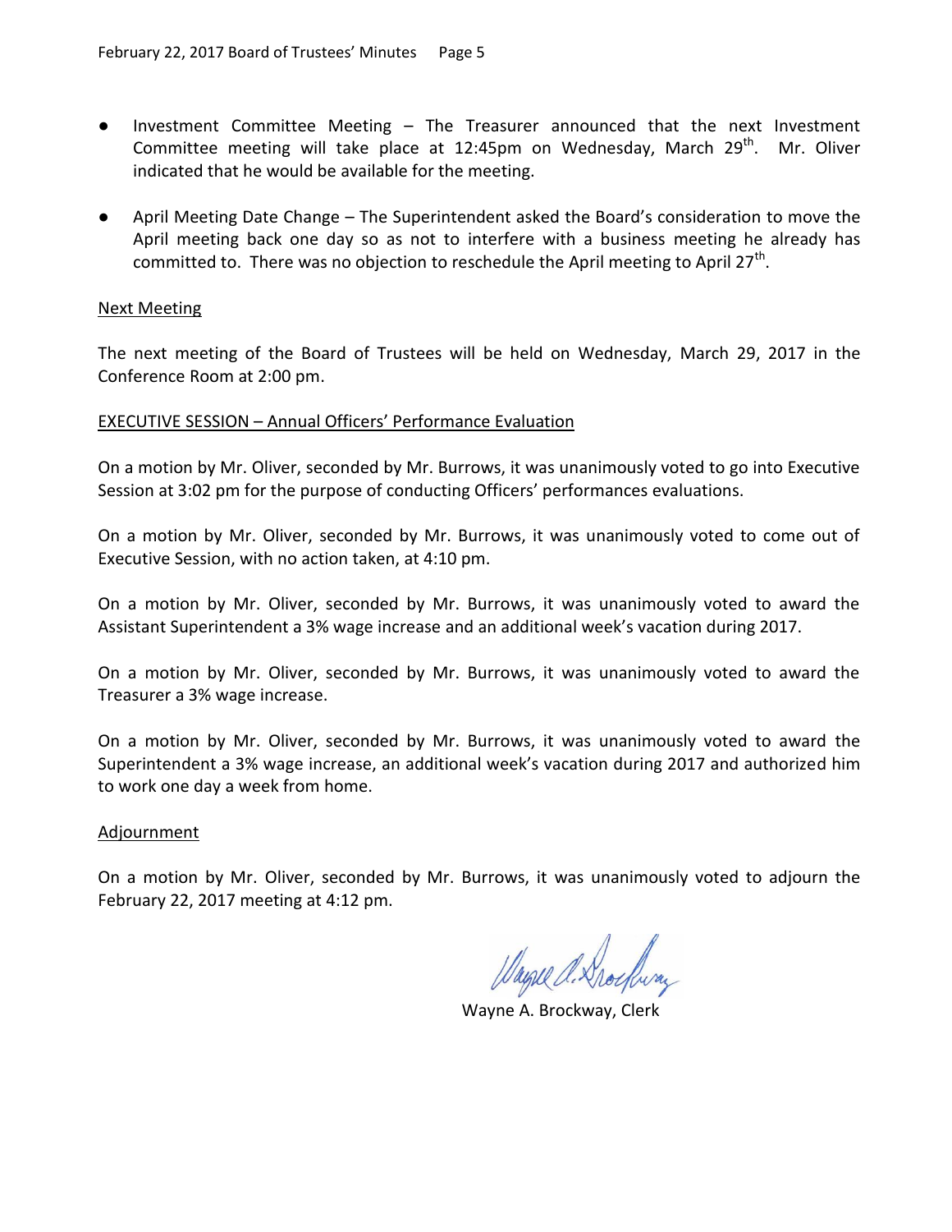- Investment Committee Meeting – The Treasurer announced that the next Investment Committee meeting will take place at 12:45pm on Wednesday, March 29th. Mr. Oliver indicated that he would be available for the meeting.

- April Meeting Date Change – The Superintendent asked the Board's consideration to move the April meeting back one day so as not to interfere with a business meeting he already has committed to. There was no objection to reschedule the April meeting to April 27th.

Next Meeting

The next meeting of the Board of Trustees will be held on Wednesday, March 29, 2017 in the Conference Room at 2:00 pm.

EXECUTIVE SESSION – Annual Officers' Performance Evaluation

On a motion by Mr. Oliver, seconded by Mr. Burrows, it was unanimously voted to go into Executive Session at 3:02 pm for the purpose of conducting Officers' performances evaluations.

On a motion by Mr. Oliver, seconded by Mr. Burrows, it was unanimously voted to come out of Executive Session, with no action taken, at 4:10 pm.

On a motion by Mr. Oliver, seconded by Mr. Burrows, it was unanimously voted to award the Assistant Superintendent a 3% wage increase and an additional week's vacation during 2017.

On a motion by Mr. Oliver, seconded by Mr. Burrows, it was unanimously voted to award the Treasurer a 3% wage increase.

On a motion by Mr. Oliver, seconded by Mr. Burrows, it was unanimously voted to award the Superintendent a 3% wage increase, an additional week's vacation during 2017 and authorized him to work one day a week from home.

Adjournment

On a motion by Mr. Oliver, seconded by Mr. Burrows, it was unanimously voted to adjourn the February 22, 2017 meeting at 4:12 pm.

Wayne A. Brockway, Clerk